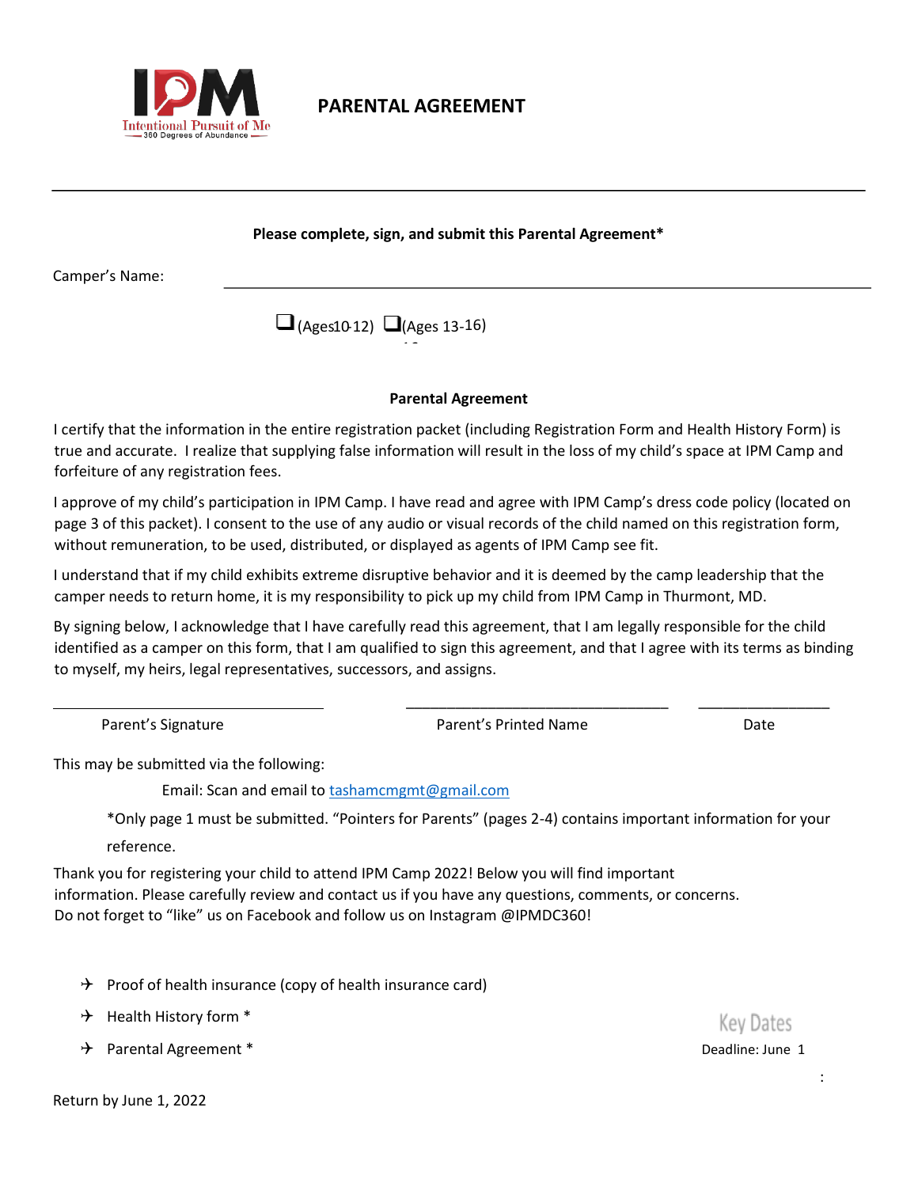IPM
Intentional Pursuit of Me
360 Degrees of Abundance

# PARENTAL AGREEMENT

---

**Please complete, sign, and submit this Parental Agreement***

Camper's Name: ______________________________

❑ (Ages10-12) ❑(Ages 13-16)

**Parental Agreement**

I certify that the information in the entire registration packet (including Registration Form and Health History Form) is true and accurate. I realize that supplying false information will result in the loss of my child's space at IPM Camp and forfeiture of any registration fees.

I approve of my child's participation in IPM Camp. I have read and agree with IPM Camp's dress code policy (located on page 3 of this packet). I consent to the use of any audio or visual records of the child named on this registration form, without remuneration, to be used, distributed, or displayed as agents of IPM Camp see fit.

I understand that if my child exhibits extreme disruptive behavior and it is deemed by the camp leadership that the camper needs to return home, it is my responsibility to pick up my child from IPM Camp in Thurmont, MD.

By signing below, I acknowledge that I have carefully read this agreement, that I am legally responsible for the child identified as a camper on this form, that I am qualified to sign this agreement, and that I agree with its terms as binding to myself, my heirs, legal representatives, successors, and assigns.

| ______________________ | ______________________ | ______________ |
|---|---|---|
| Parent's Signature | Parent's Printed Name | Date |

This may be submitted via the following:

Email: Scan and email to tashamcmgmt@gmail.com

*Only page 1 must be submitted. "Pointers for Parents" (pages 2-4) contains important information for your reference.

Thank you for registering your child to attend IPM Camp 2022! Below you will find important information. Please carefully review and contact us if you have any questions, comments, or concerns. Do not forget to "like" us on Facebook and follow us on Instagram @IPMDC360!

- Proof of health insurance (copy of health insurance card)
- Health History form *
- Parental Agreement *

**Key Dates**

Deadline: June 1

Return by June 1, 2022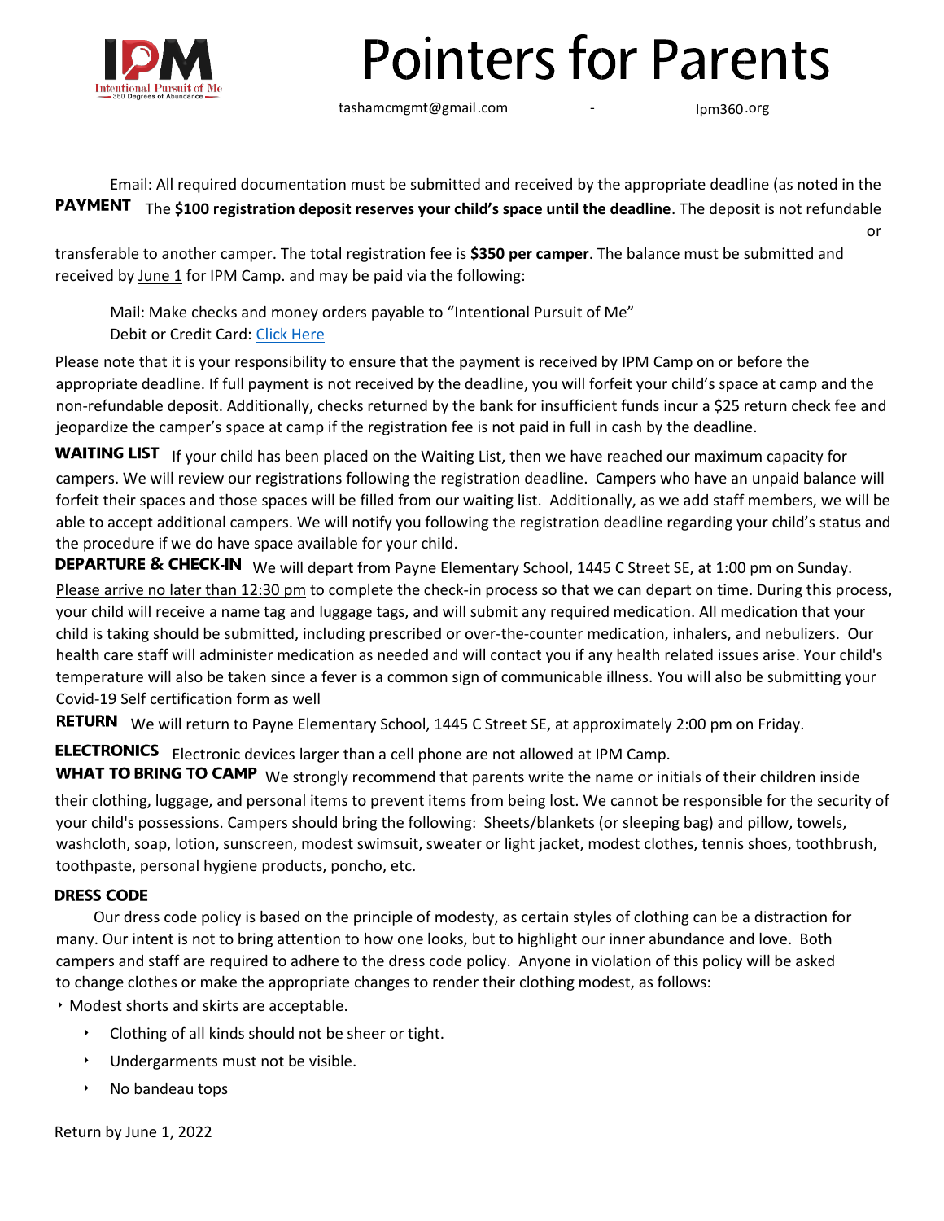# Pointers for Parents

tashamcmgmt@gmail.com - Ipm360.org

Email: All required documentation must be submitted and received by the appropriate deadline (as noted in the

**PAYMENT** The **$100 registration deposit reserves your child's space until the deadline**. The deposit is not refundable or transferable to another camper. The total registration fee is **$350 per camper**. The balance must be submitted and received by June 1 for IPM Camp. and may be paid via the following:

Mail: Make checks and money orders payable to "Intentional Pursuit of Me"
Debit or Credit Card: Click Here

Please note that it is your responsibility to ensure that the payment is received by IPM Camp on or before the appropriate deadline. If full payment is not received by the deadline, you will forfeit your child's space at camp and the non-refundable deposit. Additionally, checks returned by the bank for insufficient funds incur a $25 return check fee and jeopardize the camper's space at camp if the registration fee is not paid in full in cash by the deadline.

**WAITING LIST** If your child has been placed on the Waiting List, then we have reached our maximum capacity for campers. We will review our registrations following the registration deadline. Campers who have an unpaid balance will forfeit their spaces and those spaces will be filled from our waiting list. Additionally, as we add staff members, we will be able to accept additional campers. We will notify you following the registration deadline regarding your child's status and the procedure if we do have space available for your child.

**DEPARTURE & CHECK-IN** We will depart from Payne Elementary School, 1445 C Street SE, at 1:00 pm on Sunday. Please arrive no later than 12:30 pm to complete the check-in process so that we can depart on time. During this process, your child will receive a name tag and luggage tags, and will submit any required medication. All medication that your child is taking should be submitted, including prescribed or over-the-counter medication, inhalers, and nebulizers. Our health care staff will administer medication as needed and will contact you if any health related issues arise. Your child's temperature will also be taken since a fever is a common sign of communicable illness. You will also be submitting your Covid-19 Self certification form as well

**RETURN** We will return to Payne Elementary School, 1445 C Street SE, at approximately 2:00 pm on Friday.

**ELECTRONICS** Electronic devices larger than a cell phone are not allowed at IPM Camp.

**WHAT TO BRING TO CAMP** We strongly recommend that parents write the name or initials of their children inside their clothing, luggage, and personal items to prevent items from being lost. We cannot be responsible for the security of your child's possessions. Campers should bring the following: Sheets/blankets (or sleeping bag) and pillow, towels, washcloth, soap, lotion, sunscreen, modest swimsuit, sweater or light jacket, modest clothes, tennis shoes, toothbrush, toothpaste, personal hygiene products, poncho, etc.

**DRESS CODE**

Our dress code policy is based on the principle of modesty, as certain styles of clothing can be a distraction for many. Our intent is not to bring attention to how one looks, but to highlight our inner abundance and love. Both campers and staff are required to adhere to the dress code policy. Anyone in violation of this policy will be asked to change clothes or make the appropriate changes to render their clothing modest, as follows:

- Modest shorts and skirts are acceptable.
  - Clothing of all kinds should not be sheer or tight.
  - Undergarments must not be visible.
  - No bandeau tops

Return by June 1, 2022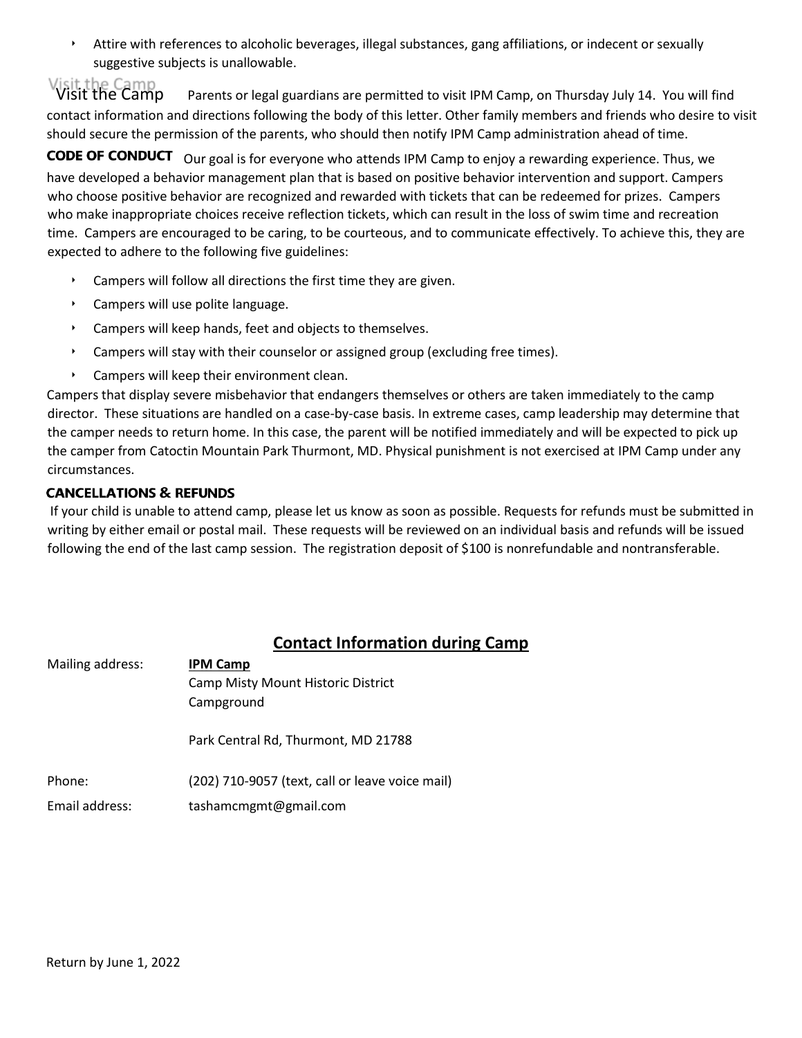- Attire with references to alcoholic beverages, illegal substances, gang affiliations, or indecent or sexually suggestive subjects is unallowable.

**Visit the Camp** Parents or legal guardians are permitted to visit IPM Camp, on Thursday July 14. You will find contact information and directions following the body of this letter. Other family members and friends who desire to visit should secure the permission of the parents, who should then notify IPM Camp administration ahead of time.

**CODE OF CONDUCT** Our goal is for everyone who attends IPM Camp to enjoy a rewarding experience. Thus, we have developed a behavior management plan that is based on positive behavior intervention and support. Campers who choose positive behavior are recognized and rewarded with tickets that can be redeemed for prizes. Campers who make inappropriate choices receive reflection tickets, which can result in the loss of swim time and recreation time. Campers are encouraged to be caring, to be courteous, and to communicate effectively. To achieve this, they are expected to adhere to the following five guidelines:

- Campers will follow all directions the first time they are given.
- Campers will use polite language.
- Campers will keep hands, feet and objects to themselves.
- Campers will stay with their counselor or assigned group (excluding free times).
- Campers will keep their environment clean.

Campers that display severe misbehavior that endangers themselves or others are taken immediately to the camp director. These situations are handled on a case-by-case basis. In extreme cases, camp leadership may determine that the camper needs to return home. In this case, the parent will be notified immediately and will be expected to pick up the camper from Catoctin Mountain Park Thurmont, MD. Physical punishment is not exercised at IPM Camp under any circumstances.

**CANCELLATIONS & REFUNDS**

If your child is unable to attend camp, please let us know as soon as possible. Requests for refunds must be submitted in writing by either email or postal mail. These requests will be reviewed on an individual basis and refunds will be issued following the end of the last camp session. The registration deposit of $100 is nonrefundable and nontransferable.

## Contact Information during Camp

Mailing address: **IPM Camp**
Camp Misty Mount Historic District
Campground

Park Central Rd, Thurmont, MD 21788

Phone: (202) 710-9057 (text, call or leave voice mail)

Email address: tashamcmgmt@gmail.com

Return by June 1, 2022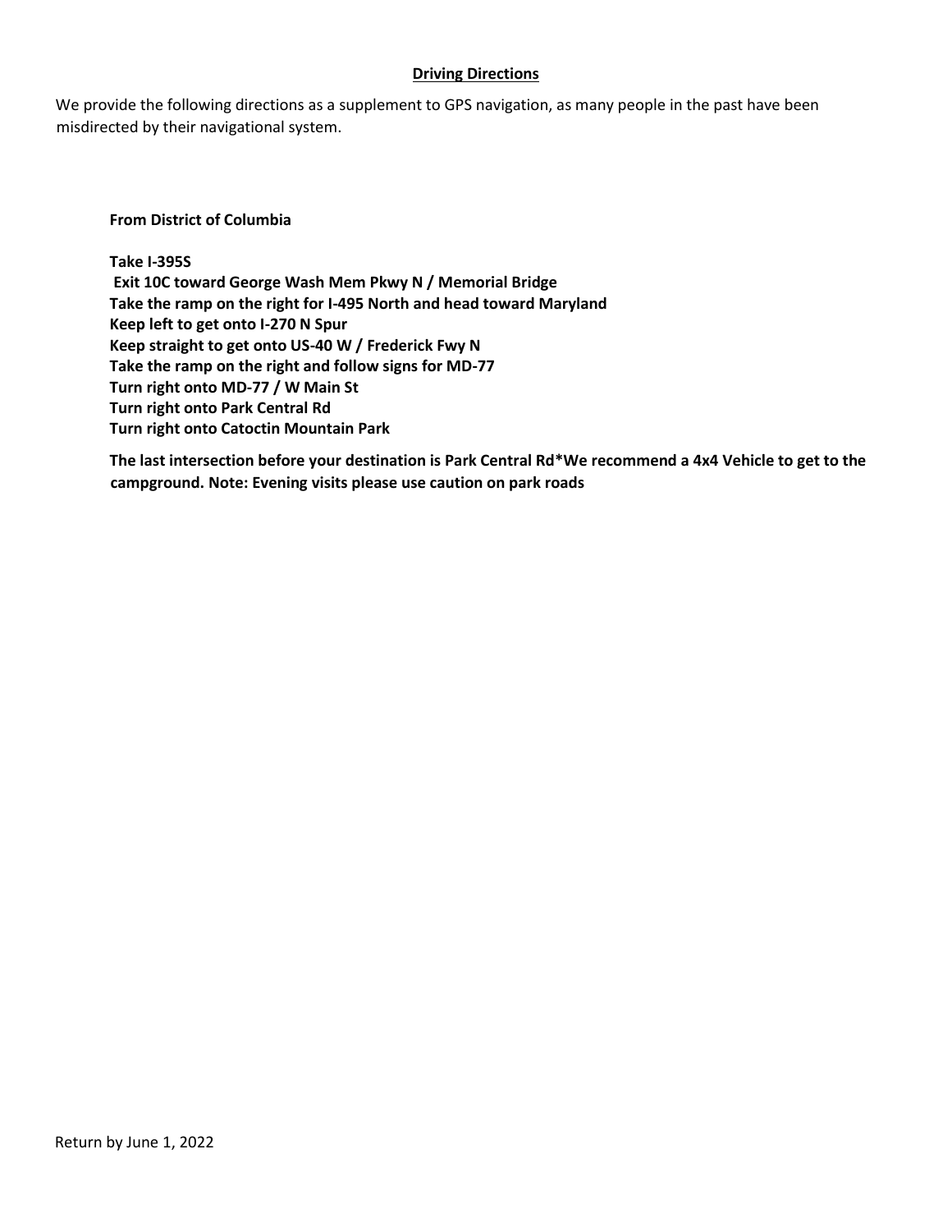## Driving Directions

We provide the following directions as a supplement to GPS navigation, as many people in the past have been misdirected by their navigational system.

**From District of Columbia**

**Take I-395S**
**Exit 10C toward George Wash Mem Pkwy N / Memorial Bridge**
**Take the ramp on the right for I-495 North and head toward Maryland**
**Keep left to get onto I-270 N Spur**
**Keep straight to get onto US-40 W / Frederick Fwy N**
**Take the ramp on the right and follow signs for MD-77**
**Turn right onto MD-77 / W Main St**
**Turn right onto Park Central Rd**
**Turn right onto Catoctin Mountain Park**

**The last intersection before your destination is Park Central Rd*We recommend a 4x4 Vehicle to get to the campground. Note: Evening visits please use caution on park roads**

Return by June 1, 2022